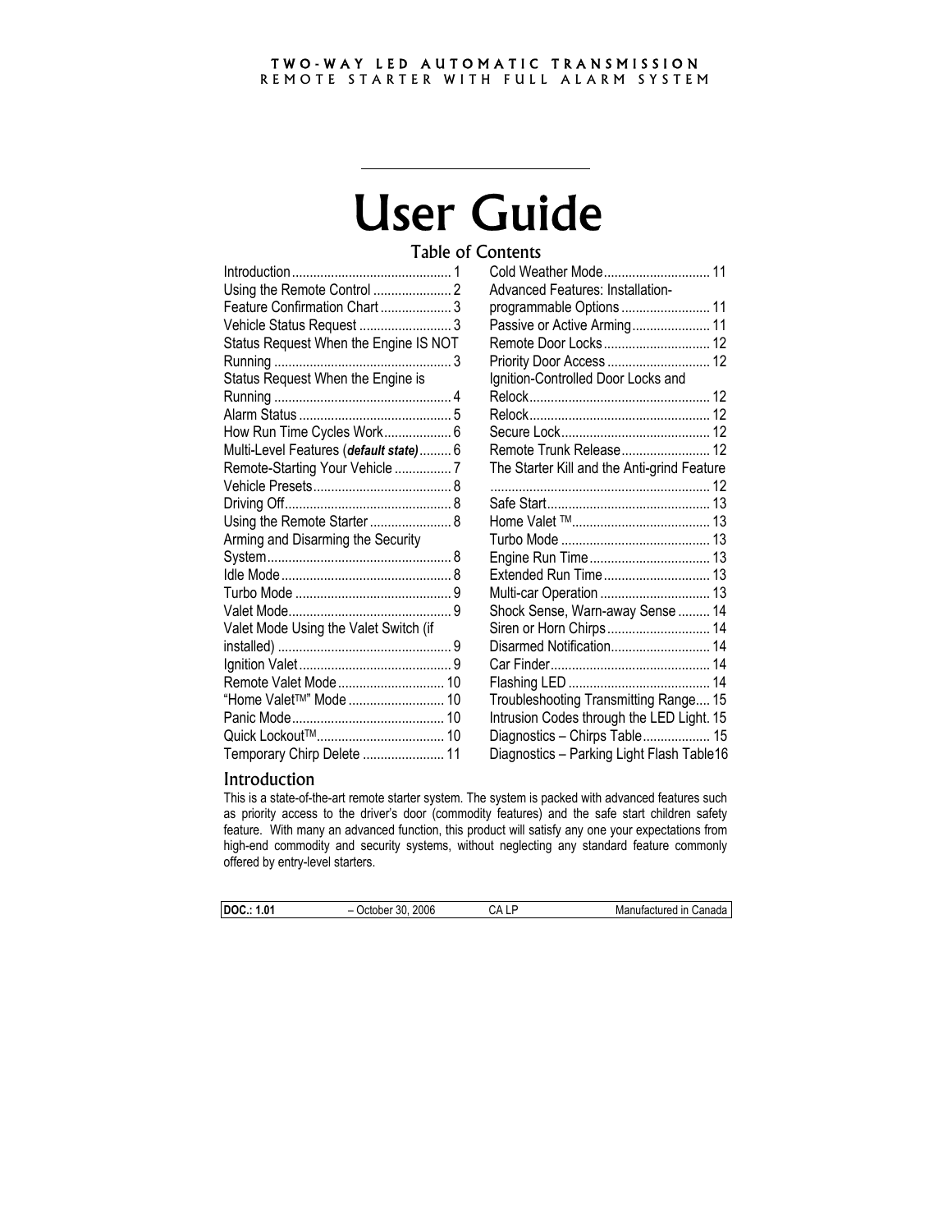TWO-WAY LED AUTOMATIC TRANSMISSION
REMOTE STARTER WITH FULL ALARM SYSTEM

# User Guide

## Table of Contents

Introduction ............................................ 1
Using the Remote Control ...................... 2
Feature Confirmation Chart .................... 3
Vehicle Status Request .......................... 3
Status Request When the Engine IS NOT Running .................................................. 3
Status Request When the Engine is Running .................................................. 4
Alarm Status ........................................... 5
How Run Time Cycles Work ................... 6
Multi-Level Features (***default state***) ......... 6
Remote-Starting Your Vehicle ................ 7
Vehicle Presets ....................................... 8
Driving Off ............................................... 8
Using the Remote Starter ....................... 8
Arming and Disarming the Security System .................................................... 8
Idle Mode ................................................ 8
Turbo Mode ............................................ 9
Valet Mode .............................................. 9
Valet Mode Using the Valet Switch (if installed) ................................................. 9
Ignition Valet ........................................... 9
Remote Valet Mode .............................. 10
"Home Valet™" Mode ........................... 10
Panic Mode ........................................... 10
Quick Lockout™ .................................... 10
Temporary Chirp Delete ....................... 11
Cold Weather Mode .............................. 11
Advanced Features: Installation-programmable Options ......................... 11
Passive or Active Arming ...................... 11
Remote Door Locks .............................. 12
Priority Door Access ............................. 12
Ignition-Controlled Door Locks and Relock ................................................... 12
Relock ................................................... 12
Secure Lock .......................................... 12
Remote Trunk Release ......................... 12
The Starter Kill and the Anti-grind Feature ............................................................. 12
Safe Start .............................................. 13
Home Valet ™ ....................................... 13
Turbo Mode .......................................... 13
Engine Run Time .................................. 13
Extended Run Time .............................. 13
Multi-car Operation ............................... 13
Shock Sense, Warn-away Sense ......... 14
Siren or Horn Chirps ............................. 14
Disarmed Notification ............................ 14
Car Finder ............................................. 14
Flashing LED ........................................ 14
Troubleshooting Transmitting Range .... 15
Intrusion Codes through the LED Light. 15
Diagnostics – Chirps Table ................... 15
Diagnostics – Parking Light Flash Table16

## Introduction

This is a state-of-the-art remote starter system. The system is packed with advanced features such as priority access to the driver's door (commodity features) and the safe start children safety feature. With many an advanced function, this product will satisfy any one your expectations from high-end commodity and security systems, without neglecting any standard feature commonly offered by entry-level starters.

| **DOC.: 1.01** | – October 30, 2006 | CA LP | Manufactured in Canada |
|---|---|---|---|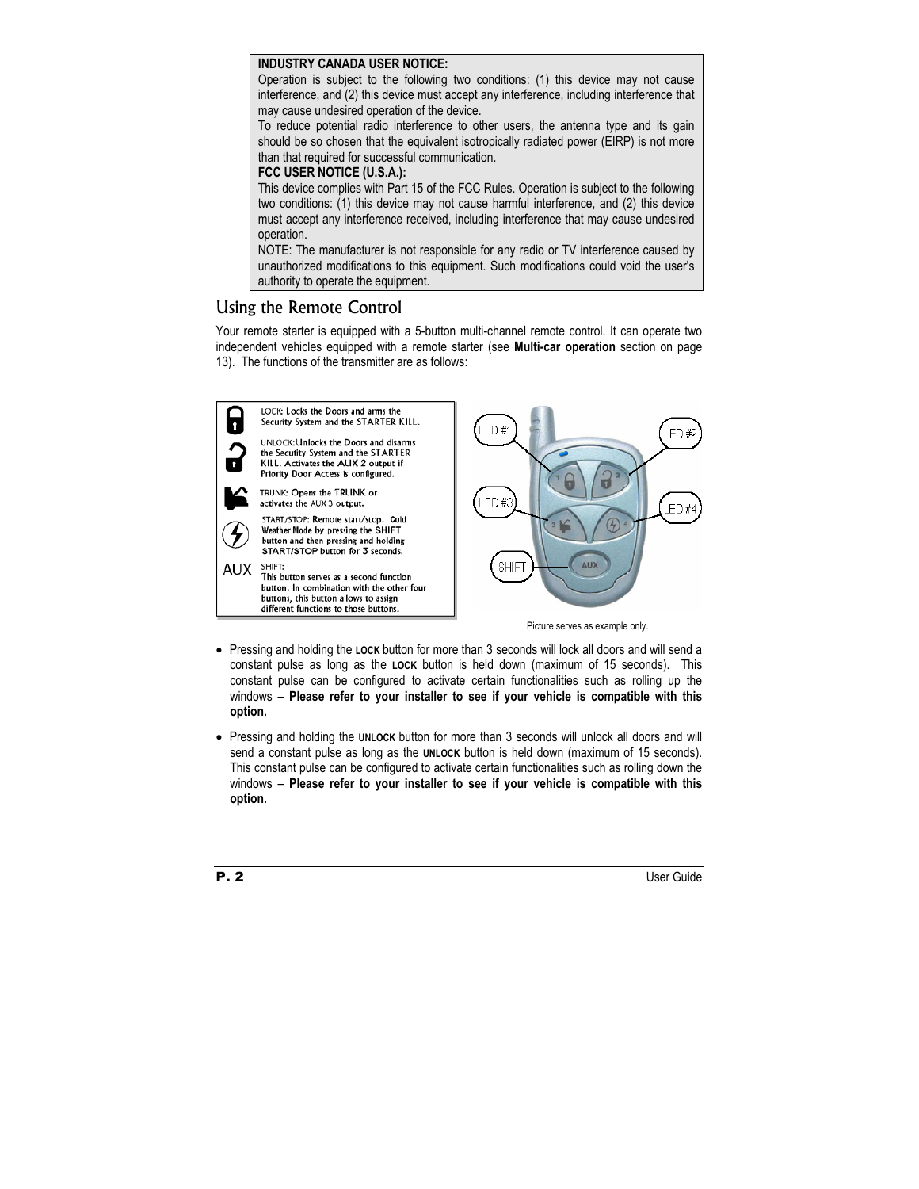**INDUSTRY CANADA USER NOTICE:**

Operation is subject to the following two conditions: (1) this device may not cause interference, and (2) this device must accept any interference, including interference that may cause undesired operation of the device.

To reduce potential radio interference to other users, the antenna type and its gain should be so chosen that the equivalent isotropically radiated power (EIRP) is not more than that required for successful communication.

**FCC USER NOTICE (U.S.A.):**

This device complies with Part 15 of the FCC Rules. Operation is subject to the following two conditions: (1) this device may not cause harmful interference, and (2) this device must accept any interference received, including interference that may cause undesired operation.

NOTE: The manufacturer is not responsible for any radio or TV interference caused by unauthorized modifications to this equipment. Such modifications could void the user's authority to operate the equipment.

## Using the Remote Control

Your remote starter is equipped with a 5-button multi-channel remote control. It can operate two independent vehicles equipped with a remote starter (see **Multi-car operation** section on page 13). The functions of the transmitter are as follows:

LOCK: Locks the Doors and arms the Security System and the STARTER KILL.

UNLOCK: Unlocks the Doors and disarms the Secutity System and the STARTER KILL. Activates the AUX 2 output if Priority Door Access is configured.

TRUNK: Opens the TRUNK or activates the AUX 3 output.

START/STOP: Remote start/stop. Cold Weather Mode by pressing the SHIFT button and then pressing and holding START/STOP button for 3 seconds.

AUX SHIFT: This button serves as a second function button. In combination with the other four buttons, this button allows to assign different functions to those buttons.

LED #1 LED #2 LED #3 LED #4 SHIFT

Picture serves as example only.

- Pressing and holding the **LOCK** button for more than 3 seconds will lock all doors and will send a constant pulse as long as the **LOCK** button is held down (maximum of 15 seconds). This constant pulse can be configured to activate certain functionalities such as rolling up the windows – **Please refer to your installer to see if your vehicle is compatible with this option.**

- Pressing and holding the **UNLOCK** button for more than 3 seconds will unlock all doors and will send a constant pulse as long as the **UNLOCK** button is held down (maximum of 15 seconds). This constant pulse can be configured to activate certain functionalities such as rolling down the windows – **Please refer to your installer to see if your vehicle is compatible with this option.**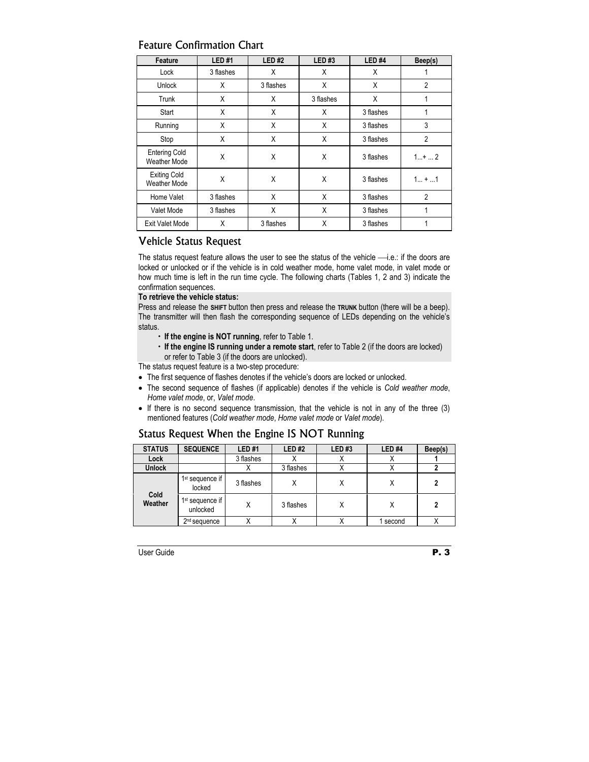## Feature Confirmation Chart

| Feature | LED #1 | LED #2 | LED #3 | LED #4 | Beep(s) |
|---|---|---|---|---|---|
| Lock | 3 flashes | X | X | X | 1 |
| Unlock | X | 3 flashes | X | X | 2 |
| Trunk | X | X | 3 flashes | X | 1 |
| Start | X | X | X | 3 flashes | 1 |
| Running | X | X | X | 3 flashes | 3 |
| Stop | X | X | X | 3 flashes | 2 |
| Entering Cold Weather Mode | X | X | X | 3 flashes | 1...+ ... 2 |
| Exiting Cold Weather Mode | X | X | X | 3 flashes | 1... + ...1 |
| Home Valet | 3 flashes | X | X | 3 flashes | 2 |
| Valet Mode | 3 flashes | X | X | 3 flashes | 1 |
| Exit Valet Mode | X | 3 flashes | X | 3 flashes | 1 |

## Vehicle Status Request

The status request feature allows the user to see the status of the vehicle —i.e.: if the doors are locked or unlocked or if the vehicle is in cold weather mode, home valet mode, in valet mode or how much time is left in the run time cycle. The following charts (Tables 1, 2 and 3) indicate the confirmation sequences.

**To retrieve the vehicle status:**

Press and release the **SHIFT** button then press and release the **TRUNK** button (there will be a beep). The transmitter will then flash the corresponding sequence of LEDs depending on the vehicle's status.

- **If the engine is NOT running**, refer to Table 1.
- **If the engine IS running under a remote start**, refer to Table 2 (if the doors are locked) or refer to Table 3 (if the doors are unlocked).

The status request feature is a two-step procedure:

- The first sequence of flashes denotes if the vehicle's doors are locked or unlocked.
- The second sequence of flashes (if applicable) denotes if the vehicle is *Cold weather mode*, *Home valet mode*, or, *Valet mode*.
- If there is no second sequence transmission, that the vehicle is not in any of the three (3) mentioned features (*Cold weather mode*, *Home valet mode* or *Valet mode*).

## Status Request When the Engine IS NOT Running

| STATUS | SEQUENCE | LED #1 | LED #2 | LED #3 | LED #4 | Beep(s) |
|---|---|---|---|---|---|---|
| **Lock** | | 3 flashes | X | X | X | **1** |
| **Unlock** | | X | 3 flashes | X | X | **2** |
| **Cold Weather** | 1st sequence if locked | 3 flashes | X | X | X | **2** |
| | 1st sequence if unlocked | X | 3 flashes | X | X | **2** |
| | 2nd sequence | X | X | X | 1 second | X |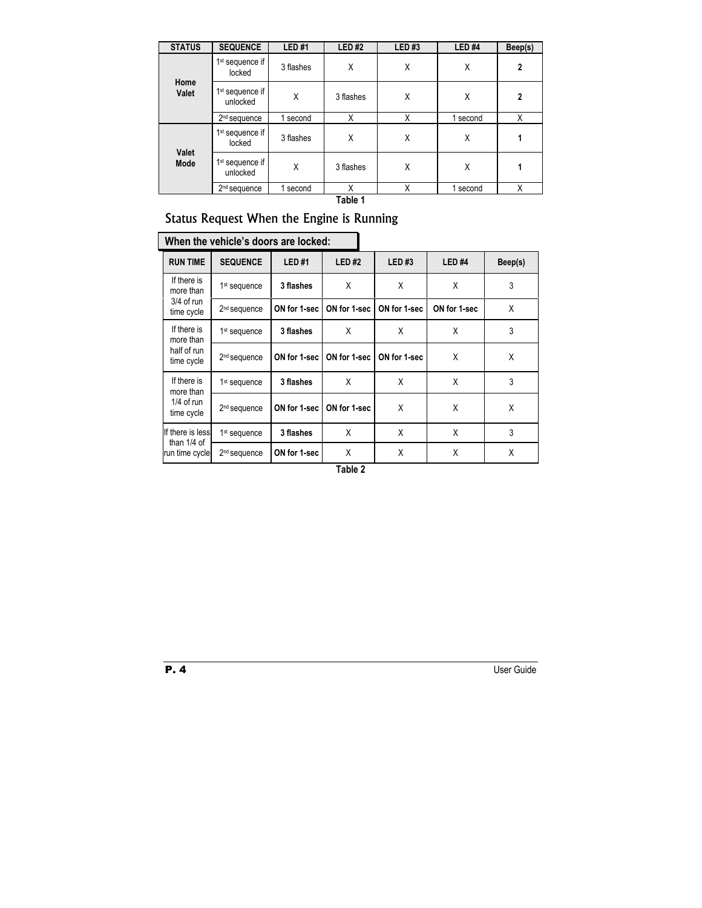| STATUS | SEQUENCE | LED #1 | LED #2 | LED #3 | LED #4 | Beep(s) |
|---|---|---|---|---|---|---|
| Home Valet | 1st sequence if locked | 3 flashes | X | X | X | **2** |
| | 1st sequence if unlocked | X | 3 flashes | X | X | **2** |
| | 2nd sequence | 1 second | X | X | 1 second | X |
| Valet Mode | 1st sequence if locked | 3 flashes | X | X | X | **1** |
| | 1st sequence if unlocked | X | 3 flashes | X | X | **1** |
| | 2nd sequence | 1 second | X | X | 1 second | X |

**Table 1**

## Status Request When the Engine is Running

**When the vehicle's doors are locked:**

| RUN TIME | SEQUENCE | LED #1 | LED #2 | LED #3 | LED #4 | Beep(s) |
|---|---|---|---|---|---|---|
| If there is more than 3/4 of run time cycle | 1st sequence | **3 flashes** | X | X | X | 3 |
| | 2nd sequence | **ON for 1-sec** | **ON for 1-sec** | **ON for 1-sec** | **ON for 1-sec** | X |
| If there is more than half of run time cycle | 1st sequence | **3 flashes** | X | X | X | 3 |
| | 2nd sequence | **ON for 1-sec** | **ON for 1-sec** | **ON for 1-sec** | X | X |
| If there is more than 1/4 of run time cycle | 1st sequence | **3 flashes** | X | X | X | 3 |
| | 2nd sequence | **ON for 1-sec** | **ON for 1-sec** | X | X | X |
| If there is less than 1/4 of run time cycle | 1st sequence | **3 flashes** | X | X | X | 3 |
| | 2nd sequence | **ON for 1-sec** | X | X | X | X |

**Table 2**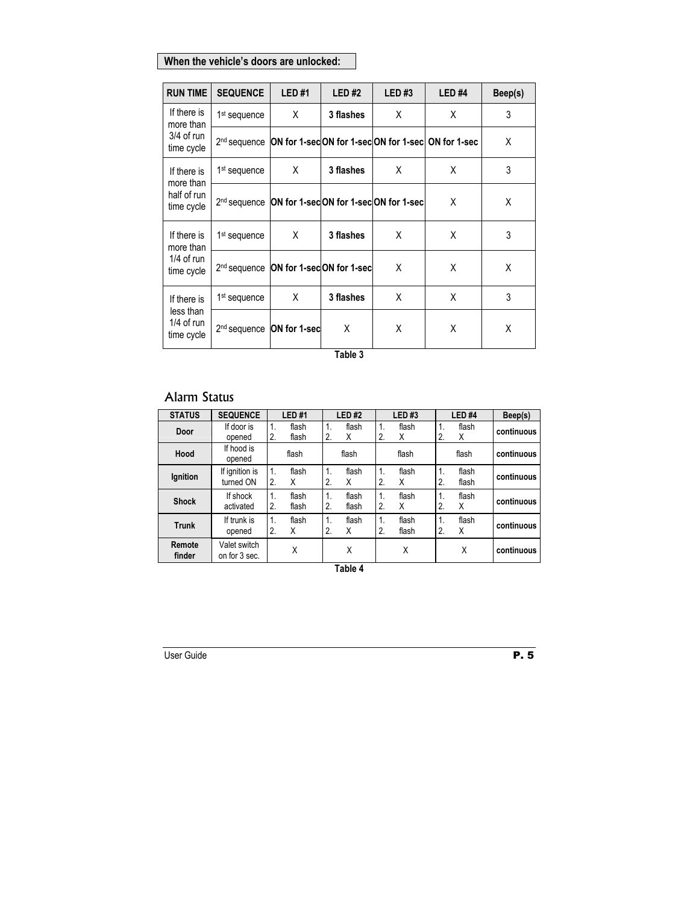**When the vehicle's doors are unlocked:**

| RUN TIME | SEQUENCE | LED #1 | LED #2 | LED #3 | LED #4 | Beep(s) |
|---|---|---|---|---|---|---|
| If there is more than 3/4 of run time cycle | 1st sequence | X | **3 flashes** | X | X | 3 |
| | 2nd sequence | **ON for 1-sec** | **ON for 1-sec** | **ON for 1-sec** | **ON for 1-sec** | X |
| If there is more than half of run time cycle | 1st sequence | X | **3 flashes** | X | X | 3 |
| | 2nd sequence | **ON for 1-sec** | **ON for 1-sec** | **ON for 1-sec** | X | X |
| If there is more than 1/4 of run time cycle | 1st sequence | X | **3 flashes** | X | X | 3 |
| | 2nd sequence | **ON for 1-sec** | **ON for 1-sec** | X | X | X |
| If there is less than 1/4 of run time cycle | 1st sequence | X | **3 flashes** | X | X | 3 |
| | 2nd sequence | **ON for 1-sec** | X | X | X | X |

**Table 3**

## Alarm Status

| STATUS | SEQUENCE | LED #1 | LED #2 | LED #3 | LED #4 | Beep(s) |
|---|---|---|---|---|---|---|
| **Door** | If door is opened | 1. flash 2. flash | 1. flash 2. X | 1. flash 2. X | 1. flash 2. X | **continuous** |
| **Hood** | If hood is opened | flash | flash | flash | flash | **continuous** |
| **Ignition** | If ignition is turned ON | 1. flash 2. X | 1. flash 2. X | 1. flash 2. X | 1. flash 2. flash | **continuous** |
| **Shock** | If shock activated | 1. flash 2. flash | 1. flash 2. flash | 1. flash 2. X | 1. flash 2. X | **continuous** |
| **Trunk** | If trunk is opened | 1. flash 2. X | 1. flash 2. X | 1. flash 2. flash | 1. flash 2. X | **continuous** |
| **Remote finder** | Valet switch on for 3 sec. | X | X | X | X | **continuous** |

**Table 4**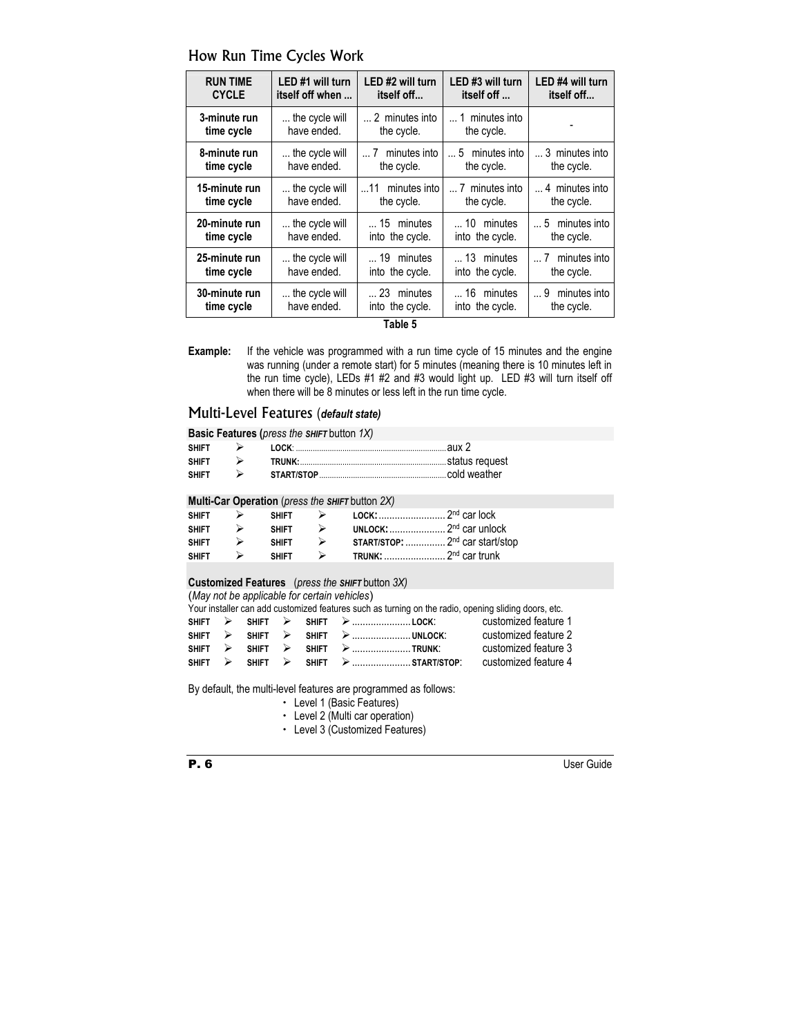## How Run Time Cycles Work

| RUN TIME CYCLE | LED #1 will turn itself off when ... | LED #2 will turn itself off... | LED #3 will turn itself off ... | LED #4 will turn itself off... |
|---|---|---|---|---|
| 3-minute run time cycle | ... the cycle will have ended. | ... 2 minutes into the cycle. | ... 1 minutes into the cycle. | - |
| 8-minute run time cycle | ... the cycle will have ended. | ... 7 minutes into the cycle. | ... 5 minutes into the cycle. | ... 3 minutes into the cycle. |
| 15-minute run time cycle | ... the cycle will have ended. | ...11 minutes into the cycle. | ... 7 minutes into the cycle. | ... 4 minutes into the cycle. |
| 20-minute run time cycle | ... the cycle will have ended. | ... 15 minutes into the cycle. | ... 10 minutes into the cycle. | ... 5 minutes into the cycle. |
| 25-minute run time cycle | ... the cycle will have ended. | ... 19 minutes into the cycle. | ... 13 minutes into the cycle. | ... 7 minutes into the cycle. |
| 30-minute run time cycle | ... the cycle will have ended. | ... 23 minutes into the cycle. | ... 16 minutes into the cycle. | ... 9 minutes into the cycle. |

**Table 5**

**Example:** If the vehicle was programmed with a run time cycle of 15 minutes and the engine was running (under a remote start) for 5 minutes (meaning there is 10 minutes left in the run time cycle), LEDs #1 #2 and #3 would light up. LED #3 will turn itself off when there will be 8 minutes or less left in the run time cycle.

## Multi-Level Features (*default state)*

**Basic Features (***press the **SHIFT** button 1X)*

**SHIFT** ➢ **LOCK**: ........................ aux 2
**SHIFT** ➢ **TRUNK:**........................ status request
**SHIFT** ➢ **START/STOP**........................ cold weather

**Multi-Car Operation** (*press the **SHIFT** button 2X)*

**SHIFT** ➢ **SHIFT** ➢ **LOCK:**........................ 2nd car lock
**SHIFT** ➢ **SHIFT** ➢ **UNLOCK:**........................ 2nd car unlock
**SHIFT** ➢ **SHIFT** ➢ **START/STOP:** ............... 2nd car start/stop
**SHIFT** ➢ **SHIFT** ➢ **TRUNK:** ........................ 2nd car trunk

**Customized Features** (*press the **SHIFT** button 3X)*

(*May not be applicable for certain vehicles*)

Your installer can add customized features such as turning on the radio, opening sliding doors, etc.

**SHIFT** ➢ **SHIFT** ➢ **SHIFT** ➢ ...................... **LOCK**: customized feature 1
**SHIFT** ➢ **SHIFT** ➢ **SHIFT** ➢ ...................... **UNLOCK**: customized feature 2
**SHIFT** ➢ **SHIFT** ➢ **SHIFT** ➢ ...................... **TRUNK**: customized feature 3
**SHIFT** ➢ **SHIFT** ➢ **SHIFT** ➢ ...................... **START/STOP**: customized feature 4

By default, the multi-level features are programmed as follows:

- Level 1 (Basic Features)
- Level 2 (Multi car operation)
- Level 3 (Customized Features)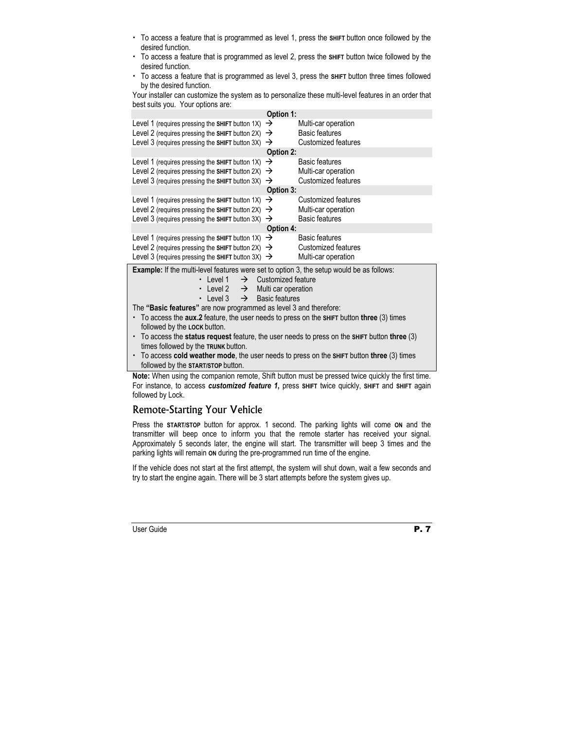- To access a feature that is programmed as level 1, press the **SHIFT** button once followed by the desired function.
- To access a feature that is programmed as level 2, press the **SHIFT** button twice followed by the desired function.
- To access a feature that is programmed as level 3, press the **SHIFT** button three times followed by the desired function.

Your installer can customize the system as to personalize these multi-level features in an order that best suits you. Your options are:

| Option 1: | |
|---|---|
| Level 1 (requires pressing the **SHIFT** button 1X) → | Multi-car operation |
| Level 2 (requires pressing the **SHIFT** button 2X) → | Basic features |
| Level 3 (requires pressing the **SHIFT** button 3X) → | Customized features |
| **Option 2:** | |
| Level 1 (requires pressing the **SHIFT** button 1X) → | Basic features |
| Level 2 (requires pressing the **SHIFT** button 2X) → | Multi-car operation |
| Level 3 (requires pressing the **SHIFT** button 3X) → | Customized features |
| **Option 3:** | |
| Level 1 (requires pressing the **SHIFT** button 1X) → | Customized features |
| Level 2 (requires pressing the **SHIFT** button 2X) → | Multi-car operation |
| Level 3 (requires pressing the **SHIFT** button 3X) → | Basic features |
| **Option 4:** | |
| Level 1 (requires pressing the **SHIFT** button 1X) → | Basic features |
| Level 2 (requires pressing the **SHIFT** button 2X) → | Customized features |
| Level 3 (requires pressing the **SHIFT** button 3X) → | Multi-car operation |

**Example:** If the multi-level features were set to option 3, the setup would be as follows:

- Level 1 → Customized feature
- Level 2 → Multi car operation
- Level 3 → Basic features

The **"Basic features"** are now programmed as level 3 and therefore:

- To access the **aux.2** feature, the user needs to press on the **SHIFT** button **three** (3) times followed by the **LOCK** button.
- To access the **status request** feature, the user needs to press on the **SHIFT** button **three** (3) times followed by the **TRUNK** button.
- To access **cold weather mode**, the user needs to press on the **SHIFT** button **three** (3) times followed by the **START/STOP** button.

**Note:** When using the companion remote, Shift button must be pressed twice quickly the first time. For instance, to access ***customized feature 1,*** press **SHIFT** twice quickly, **SHIFT** and **SHIFT** again followed by Lock.

## Remote-Starting Your Vehicle

Press the **START/STOP** button for approx. 1 second. The parking lights will come **ON** and the transmitter will beep once to inform you that the remote starter has received your signal. Approximately 5 seconds later, the engine will start. The transmitter will beep 3 times and the parking lights will remain **ON** during the pre-programmed run time of the engine.

If the vehicle does not start at the first attempt, the system will shut down, wait a few seconds and try to start the engine again. There will be 3 start attempts before the system gives up.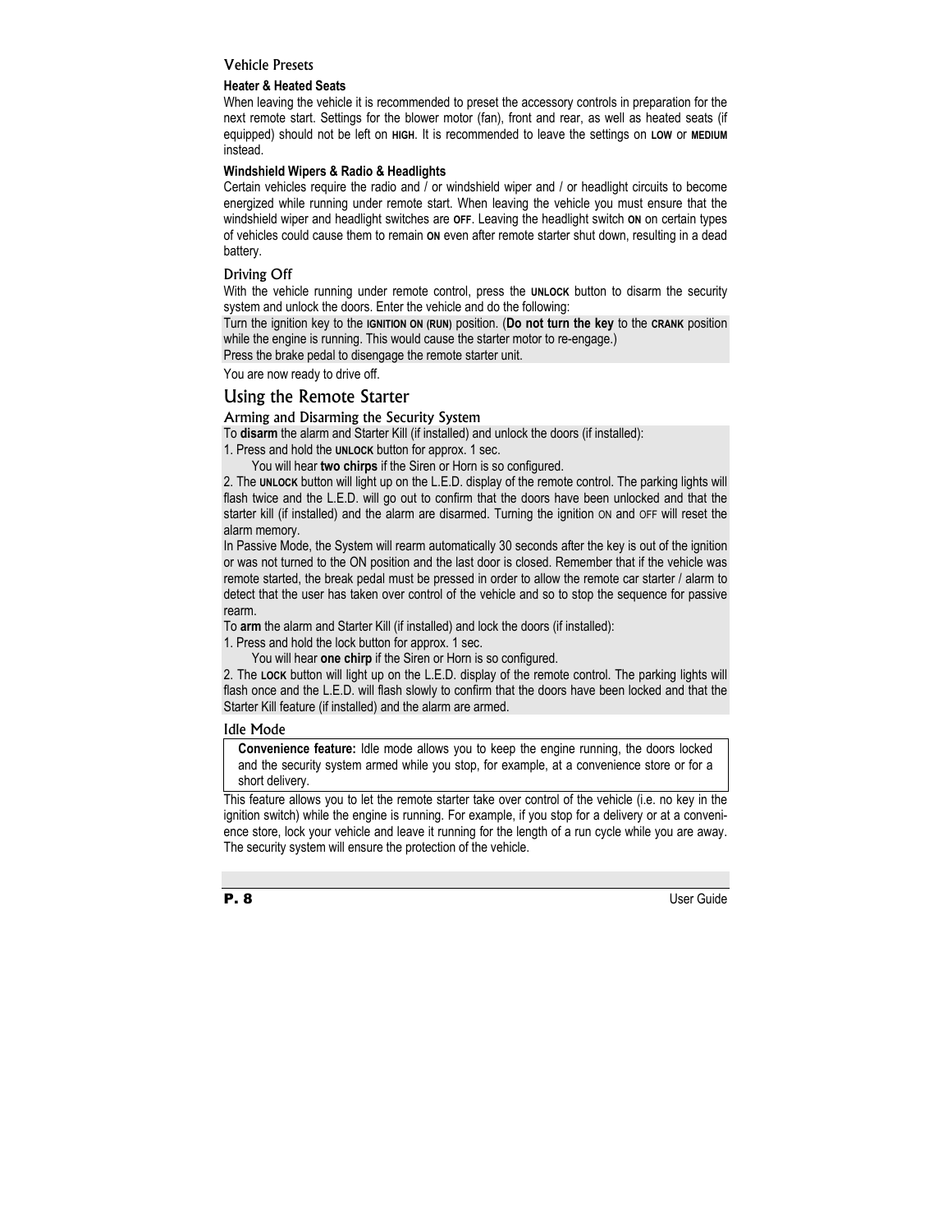### Vehicle Presets

#### Heater & Heated Seats

When leaving the vehicle it is recommended to preset the accessory controls in preparation for the next remote start. Settings for the blower motor (fan), front and rear, as well as heated seats (if equipped) should not be left on **HIGH**. It is recommended to leave the settings on **LOW** or **MEDIUM** instead.

#### Windshield Wipers & Radio & Headlights

Certain vehicles require the radio and / or windshield wiper and / or headlight circuits to become energized while running under remote start. When leaving the vehicle you must ensure that the windshield wiper and headlight switches are **OFF**. Leaving the headlight switch **ON** on certain types of vehicles could cause them to remain **ON** even after remote starter shut down, resulting in a dead battery.

### Driving Off

With the vehicle running under remote control, press the **UNLOCK** button to disarm the security system and unlock the doors. Enter the vehicle and do the following:

Turn the ignition key to the **IGNITION ON (RUN)** position. (**Do not turn the key** to the **CRANK** position while the engine is running. This would cause the starter motor to re-engage.)

Press the brake pedal to disengage the remote starter unit.

You are now ready to drive off.

## Using the Remote Starter

### Arming and Disarming the Security System

To **disarm** the alarm and Starter Kill (if installed) and unlock the doors (if installed):

1. Press and hold the **UNLOCK** button for approx. 1 sec.

   You will hear **two chirps** if the Siren or Horn is so configured.

2. The **UNLOCK** button will light up on the L.E.D. display of the remote control. The parking lights will flash twice and the L.E.D. will go out to confirm that the doors have been unlocked and that the starter kill (if installed) and the alarm are disarmed. Turning the ignition ON and OFF will reset the alarm memory.

In Passive Mode, the System will rearm automatically 30 seconds after the key is out of the ignition or was not turned to the ON position and the last door is closed. Remember that if the vehicle was remote started, the break pedal must be pressed in order to allow the remote car starter / alarm to detect that the user has taken over control of the vehicle and so to stop the sequence for passive rearm.

To **arm** the alarm and Starter Kill (if installed) and lock the doors (if installed):

1. Press and hold the lock button for approx. 1 sec.

   You will hear **one chirp** if the Siren or Horn is so configured.

2. The **LOCK** button will light up on the L.E.D. display of the remote control. The parking lights will flash once and the L.E.D. will flash slowly to confirm that the doors have been locked and that the Starter Kill feature (if installed) and the alarm are armed.

### Idle Mode

> **Convenience feature:** Idle mode allows you to keep the engine running, the doors locked and the security system armed while you stop, for example, at a convenience store or for a short delivery.

This feature allows you to let the remote starter take over control of the vehicle (i.e. no key in the ignition switch) while the engine is running. For example, if you stop for a delivery or at a convenience store, lock your vehicle and leave it running for the length of a run cycle while you are away. The security system will ensure the protection of the vehicle.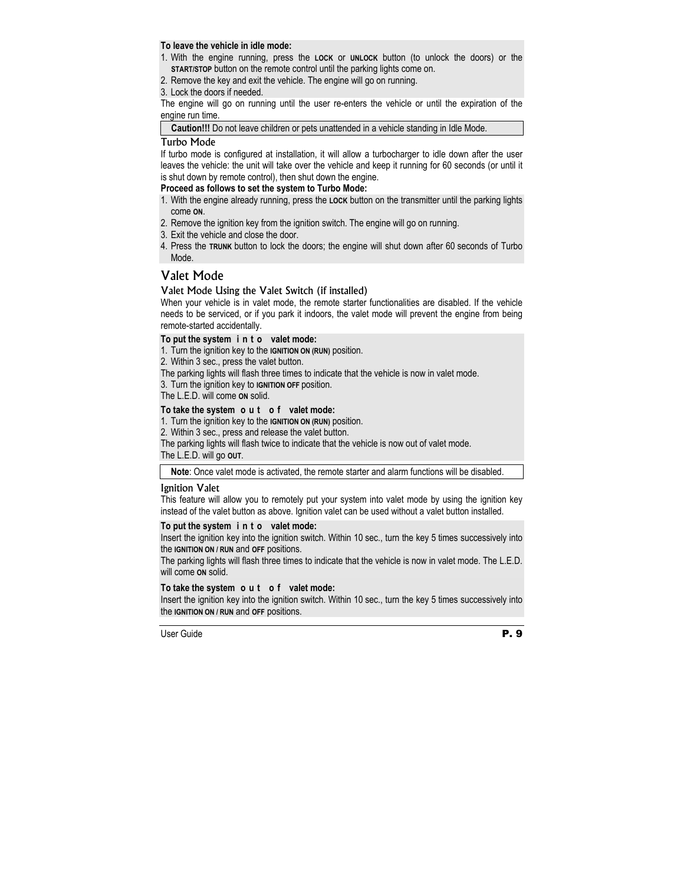**To leave the vehicle in idle mode:**

1. With the engine running, press the **LOCK** or **UNLOCK** button (to unlock the doors) or the **START/STOP** button on the remote control until the parking lights come on.
2. Remove the key and exit the vehicle. The engine will go on running.
3. Lock the doors if needed.

The engine will go on running until the user re-enters the vehicle or until the expiration of the engine run time.

> **Caution!!!** Do not leave children or pets unattended in a vehicle standing in Idle Mode.

### Turbo Mode

If turbo mode is configured at installation, it will allow a turbocharger to idle down after the user leaves the vehicle: the unit will take over the vehicle and keep it running for 60 seconds (or until it is shut down by remote control), then shut down the engine.

**Proceed as follows to set the system to Turbo Mode:**

1. With the engine already running, press the **LOCK** button on the transmitter until the parking lights come **ON**.
2. Remove the ignition key from the ignition switch. The engine will go on running.
3. Exit the vehicle and close the door.
4. Press the **TRUNK** button to lock the doors; the engine will shut down after 60 seconds of Turbo Mode.

## Valet Mode

### Valet Mode Using the Valet Switch (if installed)

When your vehicle is in valet mode, the remote starter functionalities are disabled. If the vehicle needs to be serviced, or if you park it indoors, the valet mode will prevent the engine from being remote-started accidentally.

**To put the system into valet mode:**

1. Turn the ignition key to the **IGNITION ON (RUN)** position.
2. Within 3 sec., press the valet button.

The parking lights will flash three times to indicate that the vehicle is now in valet mode.

3. Turn the ignition key to **IGNITION OFF** position.

The L.E.D. will come **ON** solid.

**To take the system out of valet mode:**

1. Turn the ignition key to the **IGNITION ON (RUN)** position.
2. Within 3 sec., press and release the valet button.

The parking lights will flash twice to indicate that the vehicle is now out of valet mode.

The L.E.D. will go **OUT**.

> **Note**: Once valet mode is activated, the remote starter and alarm functions will be disabled.

### Ignition Valet

This feature will allow you to remotely put your system into valet mode by using the ignition key instead of the valet button as above. Ignition valet can be used without a valet button installed.

**To put the system into valet mode:**

Insert the ignition key into the ignition switch. Within 10 sec., turn the key 5 times successively into the **IGNITION ON / RUN** and **OFF** positions.

The parking lights will flash three times to indicate that the vehicle is now in valet mode. The L.E.D. will come **ON** solid.

**To take the system out of valet mode:**

Insert the ignition key into the ignition switch. Within 10 sec., turn the key 5 times successively into the **IGNITION ON / RUN** and **OFF** positions.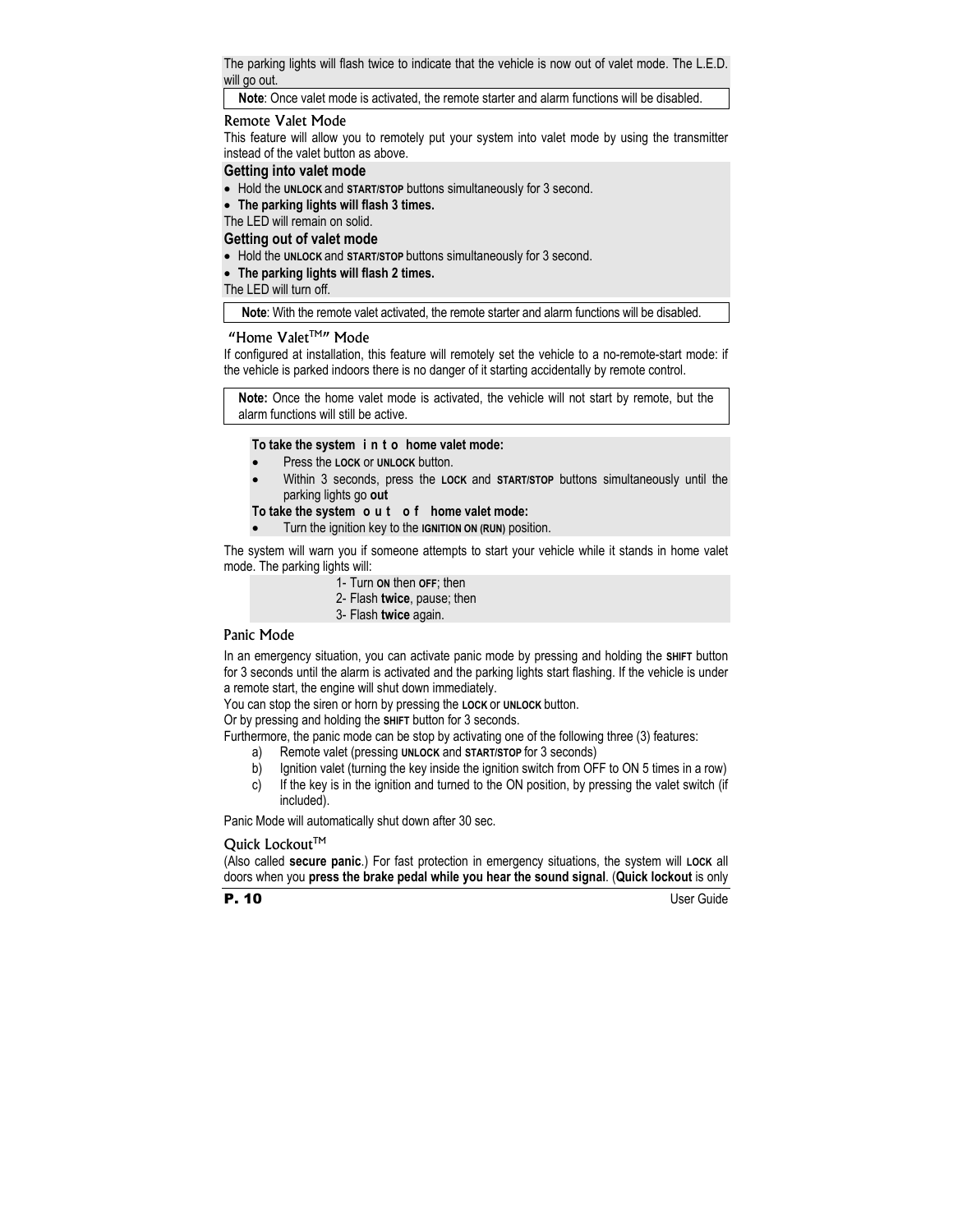The parking lights will flash twice to indicate that the vehicle is now out of valet mode. The L.E.D. will go out.

**Note**: Once valet mode is activated, the remote starter and alarm functions will be disabled.

## Remote Valet Mode

This feature will allow you to remotely put your system into valet mode by using the transmitter instead of the valet button as above.

### Getting into valet mode

- Hold the **UNLOCK** and **START/STOP** buttons simultaneously for 3 second.
- **The parking lights will flash 3 times.**

The LED will remain on solid.

### Getting out of valet mode

- Hold the **UNLOCK** and **START/STOP** buttons simultaneously for 3 second.
- **The parking lights will flash 2 times.**

The LED will turn off.

**Note**: With the remote valet activated, the remote starter and alarm functions will be disabled.

## "Home Valet™" Mode

If configured at installation, this feature will remotely set the vehicle to a no-remote-start mode: if the vehicle is parked indoors there is no danger of it starting accidentally by remote control.

**Note:** Once the home valet mode is activated, the vehicle will not start by remote, but the alarm functions will still be active.

**To take the system into home valet mode:**

- Press the **LOCK** or **UNLOCK** button.
- Within 3 seconds, press the **LOCK** and **START/STOP** buttons simultaneously until the parking lights go **out**

**To take the system out of home valet mode:**

- Turn the ignition key to the **IGNITION ON (RUN)** position.

The system will warn you if someone attempts to start your vehicle while it stands in home valet mode. The parking lights will:

1- Turn **ON** then **OFF**; then
2- Flash **twice**, pause; then
3- Flash **twice** again.

## Panic Mode

In an emergency situation, you can activate panic mode by pressing and holding the **SHIFT** button for 3 seconds until the alarm is activated and the parking lights start flashing. If the vehicle is under a remote start, the engine will shut down immediately.

You can stop the siren or horn by pressing the **LOCK** or **UNLOCK** button.

Or by pressing and holding the **SHIFT** button for 3 seconds.

Furthermore, the panic mode can be stop by activating one of the following three (3) features:

a) Remote valet (pressing **UNLOCK** and **START/STOP** for 3 seconds)
b) Ignition valet (turning the key inside the ignition switch from OFF to ON 5 times in a row)
c) If the key is in the ignition and turned to the ON position, by pressing the valet switch (if included).

Panic Mode will automatically shut down after 30 sec.

## Quick Lockout™

(Also called **secure panic**.) For fast protection in emergency situations, the system will **LOCK** all doors when you **press the brake pedal while you hear the sound signal**. (**Quick lockout** is only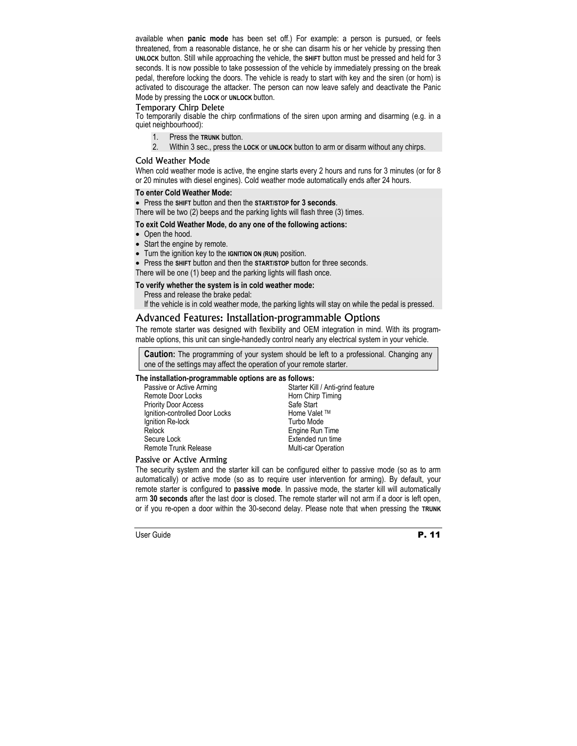available when **panic mode** has been set off.) For example: a person is pursued, or feels threatened, from a reasonable distance, he or she can disarm his or her vehicle by pressing then **UNLOCK** button. Still while approaching the vehicle, the **SHIFT** button must be pressed and held for 3 seconds. It is now possible to take possession of the vehicle by immediately pressing on the break pedal, therefore locking the doors. The vehicle is ready to start with key and the siren (or horn) is activated to discourage the attacker. The person can now leave safely and deactivate the Panic Mode by pressing the **LOCK** or **UNLOCK** button.

### Temporary Chirp Delete

To temporarily disable the chirp confirmations of the siren upon arming and disarming (e.g. in a quiet neighbourhood):

1. Press the **TRUNK** button.
2. Within 3 sec., press the **LOCK** or **UNLOCK** button to arm or disarm without any chirps.

### Cold Weather Mode

When cold weather mode is active, the engine starts every 2 hours and runs for 3 minutes (or for 8 or 20 minutes with diesel engines). Cold weather mode automatically ends after 24 hours.

**To enter Cold Weather Mode:**

- Press the **SHIFT** button and then the **START/STOP for 3 seconds**.

There will be two (2) beeps and the parking lights will flash three (3) times.

**To exit Cold Weather Mode, do any one of the following actions:**

- Open the hood.
- Start the engine by remote.
- Turn the ignition key to the **IGNITION ON (RUN)** position.
- Press the **SHIFT** button and then the **START/STOP** button for three seconds.

There will be one (1) beep and the parking lights will flash once.

**To verify whether the system is in cold weather mode:**

Press and release the brake pedal:
If the vehicle is in cold weather mode, the parking lights will stay on while the pedal is pressed.

## Advanced Features: Installation-programmable Options

The remote starter was designed with flexibility and OEM integration in mind. With its programmable options, this unit can single-handedly control nearly any electrical system in your vehicle.

> **Caution:** The programming of your system should be left to a professional. Changing any one of the settings may affect the operation of your remote starter.

**The installation-programmable options are as follows:**

- Passive or Active Arming
- Remote Door Locks
- Priority Door Access
- Ignition-controlled Door Locks
- Ignition Re-lock
- Relock
- Secure Lock
- Remote Trunk Release
- Starter Kill / Anti-grind feature
- Horn Chirp Timing
- Safe Start
- Home Valet ™
- Turbo Mode
- Engine Run Time
- Extended run time
- Multi-car Operation

### Passive or Active Arming

The security system and the starter kill can be configured either to passive mode (so as to arm automatically) or active mode (so as to require user intervention for arming). By default, your remote starter is configured to **passive mode**. In passive mode, the starter kill will automatically arm **30 seconds** after the last door is closed. The remote starter will not arm if a door is left open, or if you re-open a door within the 30-second delay. Please note that when pressing the **TRUNK**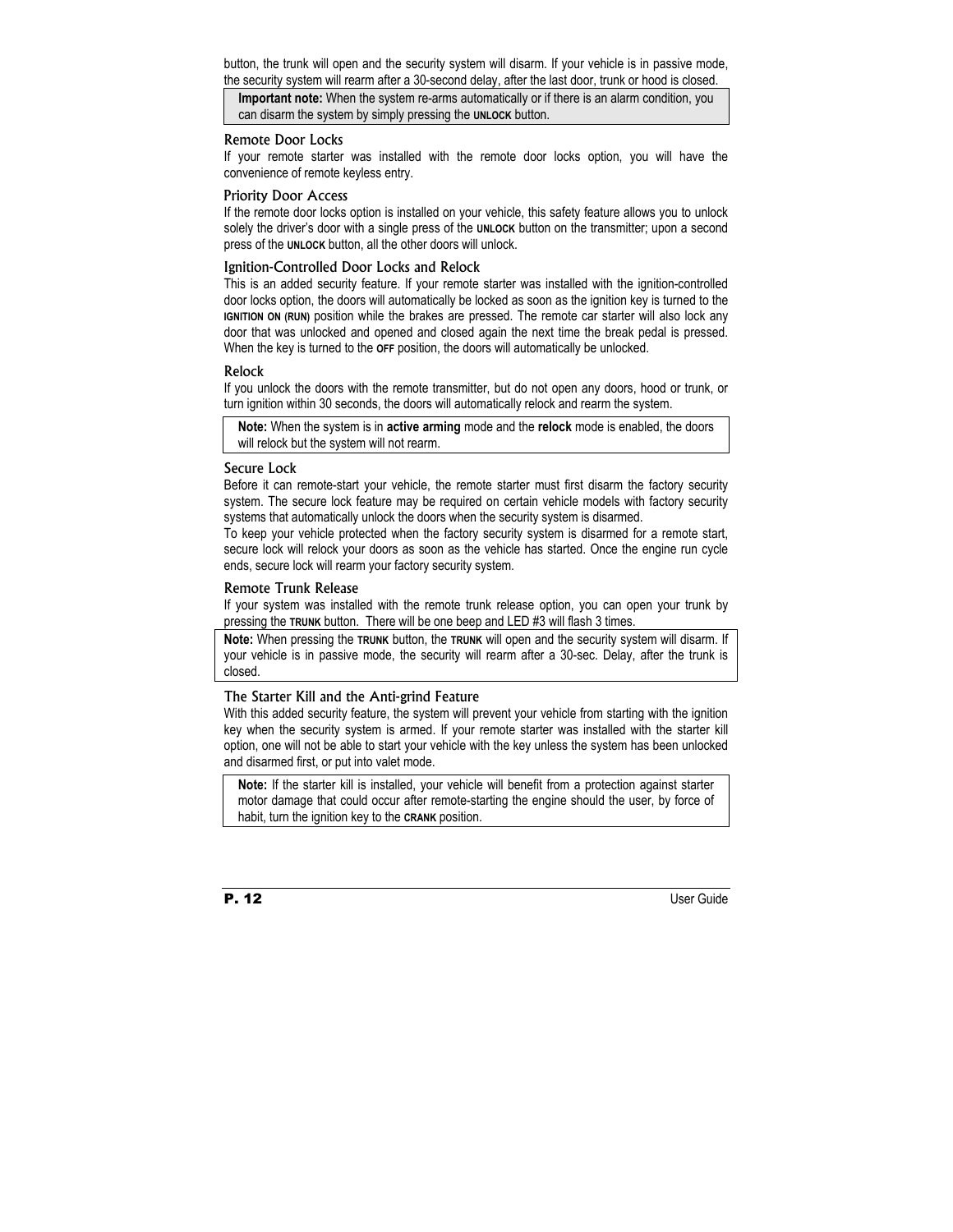button, the trunk will open and the security system will disarm. If your vehicle is in passive mode, the security system will rearm after a 30-second delay, after the last door, trunk or hood is closed.

> **Important note:** When the system re-arms automatically or if there is an alarm condition, you can disarm the system by simply pressing the **UNLOCK** button.

### Remote Door Locks

If your remote starter was installed with the remote door locks option, you will have the convenience of remote keyless entry.

### Priority Door Access

If the remote door locks option is installed on your vehicle, this safety feature allows you to unlock solely the driver's door with a single press of the **UNLOCK** button on the transmitter; upon a second press of the **UNLOCK** button, all the other doors will unlock.

### Ignition-Controlled Door Locks and Relock

This is an added security feature. If your remote starter was installed with the ignition-controlled door locks option, the doors will automatically be locked as soon as the ignition key is turned to the **IGNITION ON (RUN)** position while the brakes are pressed. The remote car starter will also lock any door that was unlocked and opened and closed again the next time the break pedal is pressed. When the key is turned to the **OFF** position, the doors will automatically be unlocked.

### Relock

If you unlock the doors with the remote transmitter, but do not open any doors, hood or trunk, or turn ignition within 30 seconds, the doors will automatically relock and rearm the system.

> **Note:** When the system is in **active arming** mode and the **relock** mode is enabled, the doors will relock but the system will not rearm.

### Secure Lock

Before it can remote-start your vehicle, the remote starter must first disarm the factory security system. The secure lock feature may be required on certain vehicle models with factory security systems that automatically unlock the doors when the security system is disarmed.

To keep your vehicle protected when the factory security system is disarmed for a remote start, secure lock will relock your doors as soon as the vehicle has started. Once the engine run cycle ends, secure lock will rearm your factory security system.

### Remote Trunk Release

If your system was installed with the remote trunk release option, you can open your trunk by pressing the **TRUNK** button. There will be one beep and LED #3 will flash 3 times.

> **Note:** When pressing the **TRUNK** button, the **TRUNK** will open and the security system will disarm. If your vehicle is in passive mode, the security will rearm after a 30-sec. Delay, after the trunk is closed.

### The Starter Kill and the Anti-grind Feature

With this added security feature, the system will prevent your vehicle from starting with the ignition key when the security system is armed. If your remote starter was installed with the starter kill option, one will not be able to start your vehicle with the key unless the system has been unlocked and disarmed first, or put into valet mode.

> **Note:** If the starter kill is installed, your vehicle will benefit from a protection against starter motor damage that could occur after remote-starting the engine should the user, by force of habit, turn the ignition key to the **CRANK** position.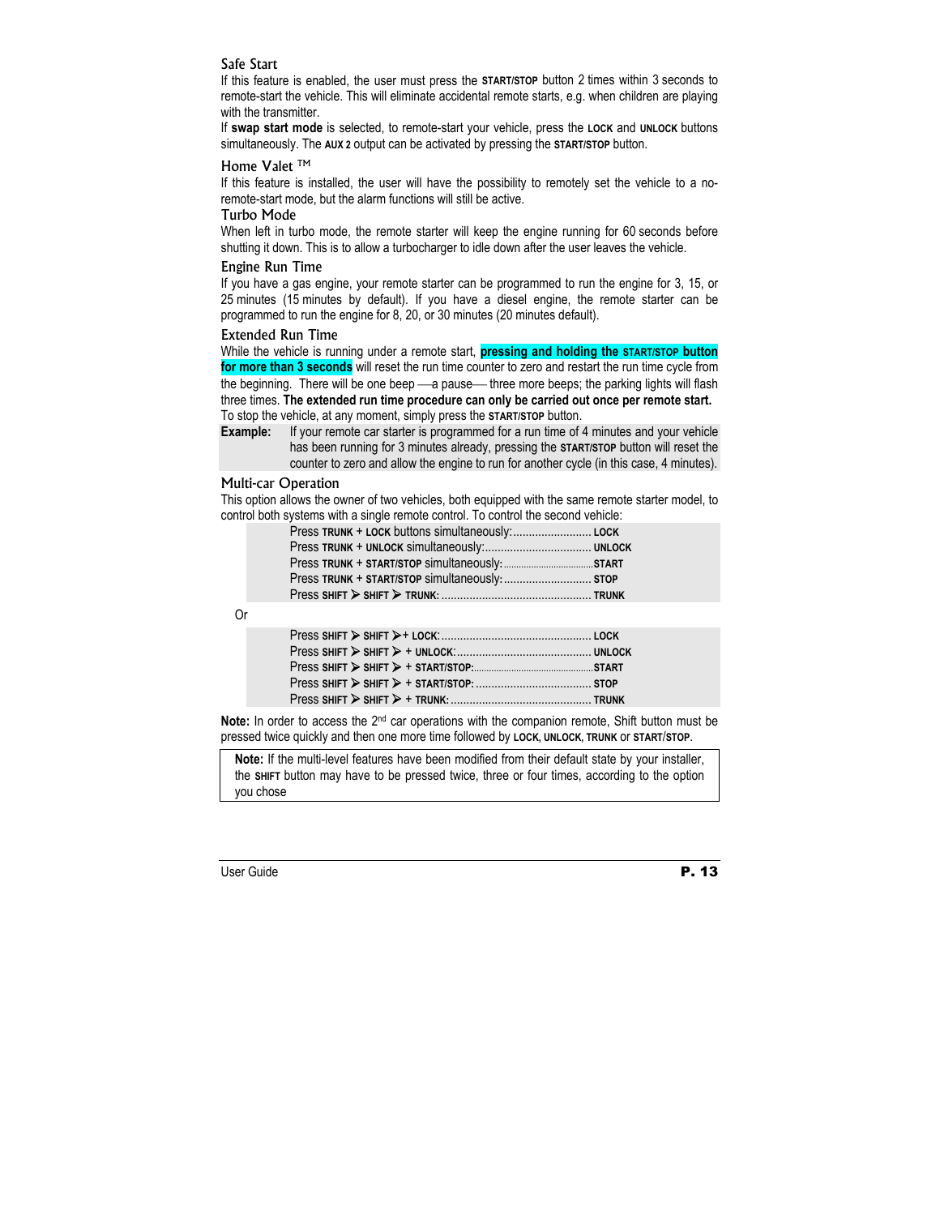### Safe Start

If this feature is enabled, the user must press the **START/STOP** button 2 times within 3 seconds to remote-start the vehicle. This will eliminate accidental remote starts, e.g. when children are playing with the transmitter.

If **swap start mode** is selected, to remote-start your vehicle, press the **LOCK** and **UNLOCK** buttons simultaneously. The **AUX 2** output can be activated by pressing the **START/STOP** button.

### Home Valet ™

If this feature is installed, the user will have the possibility to remotely set the vehicle to a no-remote-start mode, but the alarm functions will still be active.

### Turbo Mode

When left in turbo mode, the remote starter will keep the engine running for 60 seconds before shutting it down. This is to allow a turbocharger to idle down after the user leaves the vehicle.

### Engine Run Time

If you have a gas engine, your remote starter can be programmed to run the engine for 3, 15, or 25 minutes (15 minutes by default). If you have a diesel engine, the remote starter can be programmed to run the engine for 8, 20, or 30 minutes (20 minutes default).

### Extended Run Time

While the vehicle is running under a remote start, **pressing and holding the START/STOP button for more than 3 seconds** will reset the run time counter to zero and restart the run time cycle from the beginning. There will be one beep —a pause— three more beeps; the parking lights will flash three times. **The extended run time procedure can only be carried out once per remote start.** To stop the vehicle, at any moment, simply press the **START/STOP** button.

**Example:** If your remote car starter is programmed for a run time of 4 minutes and your vehicle has been running for 3 minutes already, pressing the **START/STOP** button will reset the counter to zero and allow the engine to run for another cycle (in this case, 4 minutes).

### Multi-car Operation

This option allows the owner of two vehicles, both equipped with the same remote starter model, to control both systems with a single remote control. To control the second vehicle:

- Press **TRUNK** + **LOCK** buttons simultaneously:......................... **LOCK**
- Press **TRUNK** + **UNLOCK** simultaneously:.................................. **UNLOCK**
- Press **TRUNK** + **START/STOP** simultaneously:................................**START**
- Press **TRUNK** + **START/STOP** simultaneously:............................ **STOP**
- Press **SHIFT** ➢ **SHIFT** ➢ **TRUNK**: ............................................... **TRUNK**

Or

- Press **SHIFT** ➢ **SHIFT** ➢+ **LOCK**: ............................................... **LOCK**
- Press **SHIFT** ➢ **SHIFT** ➢ + **UNLOCK**: .......................................... **UNLOCK**
- Press **SHIFT** ➢ **SHIFT** ➢ + **START/STOP**:.........................................**START**
- Press **SHIFT** ➢ **SHIFT** ➢ + **START/STOP**: .................................... **STOP**
- Press **SHIFT** ➢ **SHIFT** ➢ + **TRUNK**: ............................................ **TRUNK**

**Note:** In order to access the 2nd car operations with the companion remote, Shift button must be pressed twice quickly and then one more time followed by **LOCK**, **UNLOCK**, **TRUNK** or **START/STOP**.

> **Note:** If the multi-level features have been modified from their default state by your installer, the **SHIFT** button may have to be pressed twice, three or four times, according to the option you chose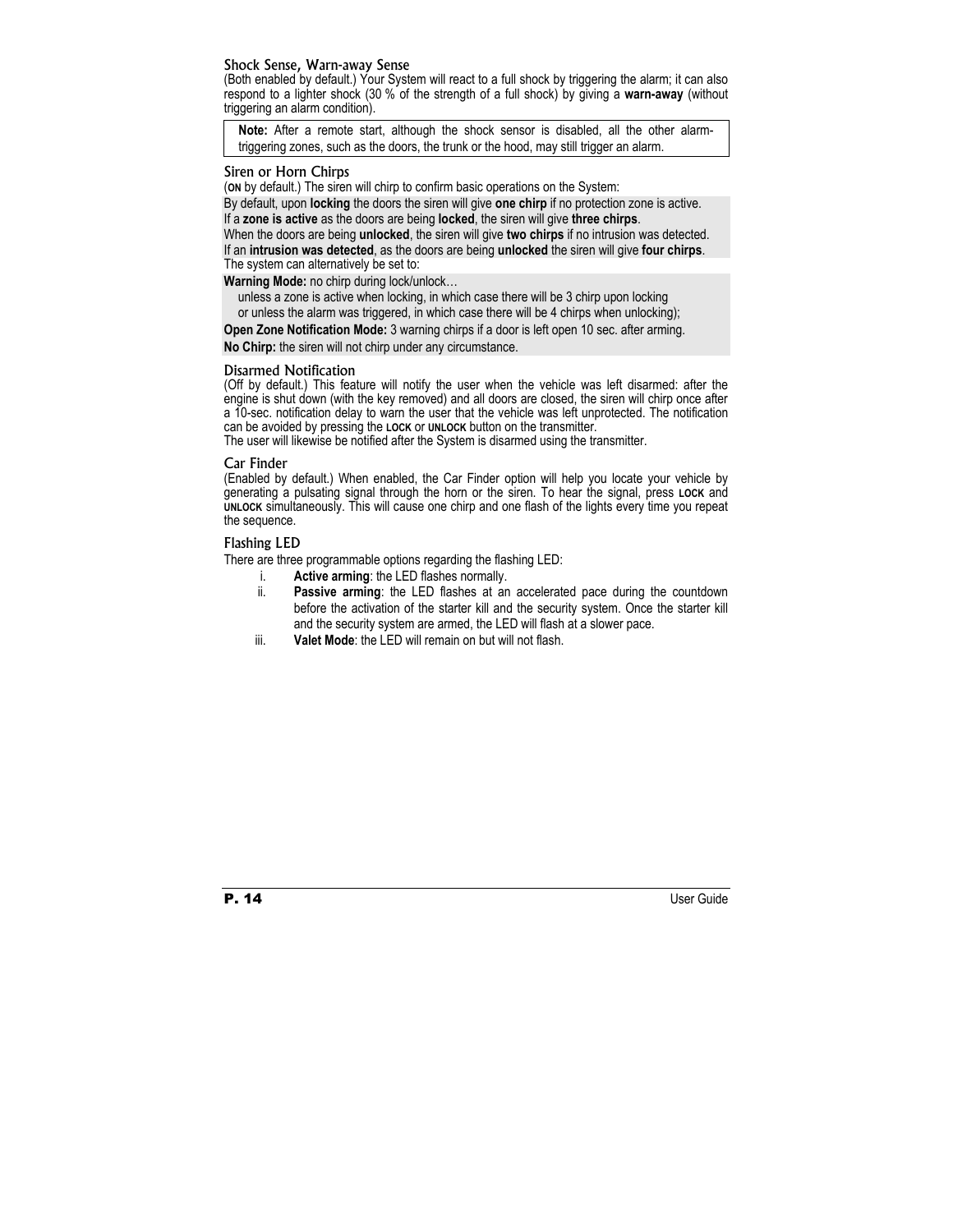## Shock Sense, Warn-away Sense

(Both enabled by default.) Your System will react to a full shock by triggering the alarm; it can also respond to a lighter shock (30 % of the strength of a full shock) by giving a **warn-away** (without triggering an alarm condition).

> **Note:** After a remote start, although the shock sensor is disabled, all the other alarm-triggering zones, such as the doors, the trunk or the hood, may still trigger an alarm.

## Siren or Horn Chirps

(**ON** by default.) The siren will chirp to confirm basic operations on the System:

By default, upon **locking** the doors the siren will give **one chirp** if no protection zone is active.
If a **zone is active** as the doors are being **locked**, the siren will give **three chirps**.
When the doors are being **unlocked**, the siren will give **two chirps** if no intrusion was detected.
If an **intrusion was detected**, as the doors are being **unlocked** the siren will give **four chirps**.

The system can alternatively be set to:

**Warning Mode:** no chirp during lock/unlock…
unless a zone is active when locking, in which case there will be 3 chirp upon locking
or unless the alarm was triggered, in which case there will be 4 chirps when unlocking);

**Open Zone Notification Mode:** 3 warning chirps if a door is left open 10 sec. after arming.

**No Chirp:** the siren will not chirp under any circumstance.

## Disarmed Notification

(Off by default.) This feature will notify the user when the vehicle was left disarmed: after the engine is shut down (with the key removed) and all doors are closed, the siren will chirp once after a 10-sec. notification delay to warn the user that the vehicle was left unprotected. The notification can be avoided by pressing the **LOCK** or **UNLOCK** button on the transmitter.
The user will likewise be notified after the System is disarmed using the transmitter.

## Car Finder

(Enabled by default.) When enabled, the Car Finder option will help you locate your vehicle by generating a pulsating signal through the horn or the siren. To hear the signal, press **LOCK** and **UNLOCK** simultaneously. This will cause one chirp and one flash of the lights every time you repeat the sequence.

## Flashing LED

There are three programmable options regarding the flashing LED:

i. **Active arming**: the LED flashes normally.
ii. **Passive arming**: the LED flashes at an accelerated pace during the countdown before the activation of the starter kill and the security system. Once the starter kill and the security system are armed, the LED will flash at a slower pace.
iii. **Valet Mode**: the LED will remain on but will not flash.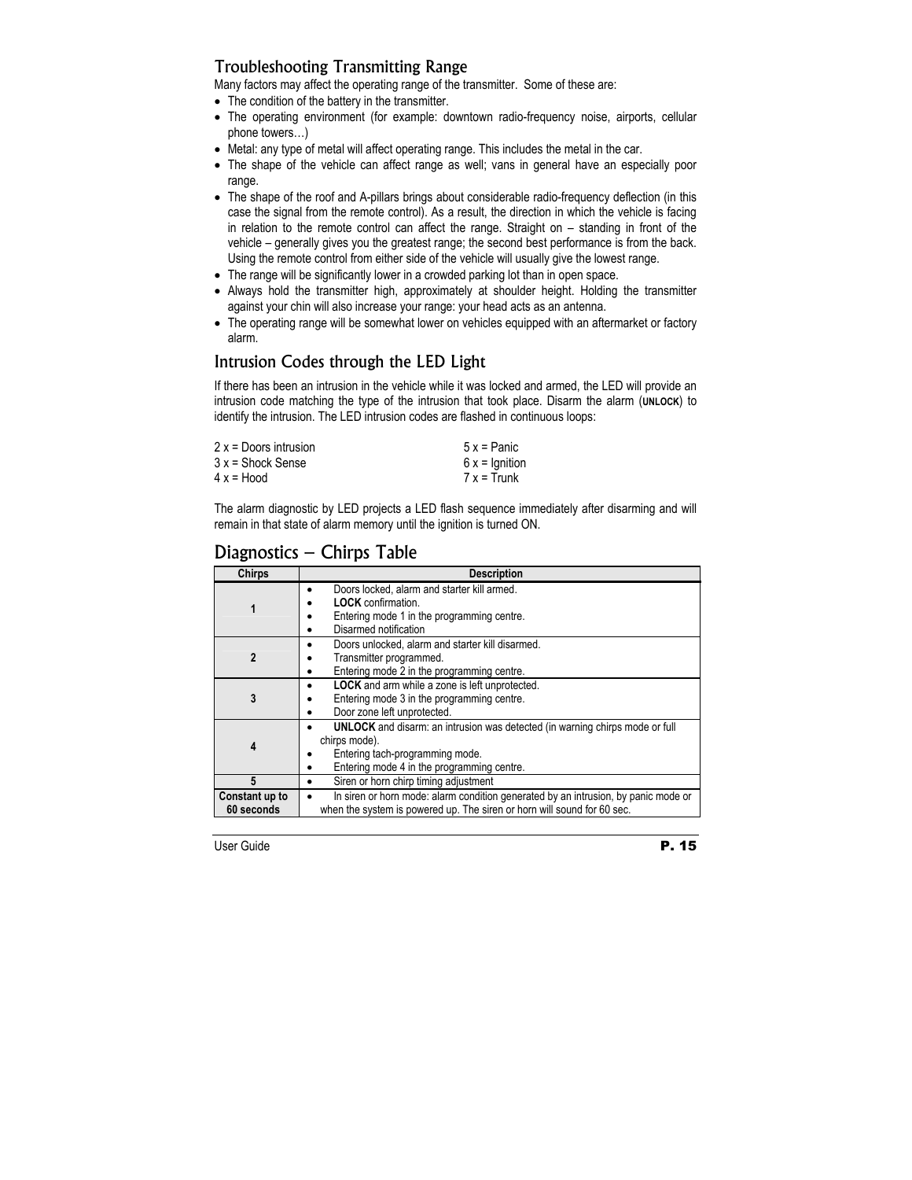## Troubleshooting Transmitting Range

Many factors may affect the operating range of the transmitter. Some of these are:

- The condition of the battery in the transmitter.
- The operating environment (for example: downtown radio-frequency noise, airports, cellular phone towers…)
- Metal: any type of metal will affect operating range. This includes the metal in the car.
- The shape of the vehicle can affect range as well; vans in general have an especially poor range.
- The shape of the roof and A-pillars brings about considerable radio-frequency deflection (in this case the signal from the remote control). As a result, the direction in which the vehicle is facing in relation to the remote control can affect the range. Straight on – standing in front of the vehicle – generally gives you the greatest range; the second best performance is from the back. Using the remote control from either side of the vehicle will usually give the lowest range.
- The range will be significantly lower in a crowded parking lot than in open space.
- Always hold the transmitter high, approximately at shoulder height. Holding the transmitter against your chin will also increase your range: your head acts as an antenna.
- The operating range will be somewhat lower on vehicles equipped with an aftermarket or factory alarm.

## Intrusion Codes through the LED Light

If there has been an intrusion in the vehicle while it was locked and armed, the LED will provide an intrusion code matching the type of the intrusion that took place. Disarm the alarm (**UNLOCK**) to identify the intrusion. The LED intrusion codes are flashed in continuous loops:

2 x = Doors intrusion
3 x = Shock Sense
4 x = Hood
5 x = Panic
6 x = Ignition
7 x = Trunk

The alarm diagnostic by LED projects a LED flash sequence immediately after disarming and will remain in that state of alarm memory until the ignition is turned ON.

## Diagnostics – Chirps Table

| Chirps | Description |
|---|---|
| **1** | • Doors locked, alarm and starter kill armed.<br>• **LOCK** confirmation.<br>• Entering mode 1 in the programming centre.<br>• Disarmed notification |
| **2** | • Doors unlocked, alarm and starter kill disarmed.<br>• Transmitter programmed.<br>• Entering mode 2 in the programming centre. |
| **3** | • **LOCK** and arm while a zone is left unprotected.<br>• Entering mode 3 in the programming centre.<br>• Door zone left unprotected. |
| **4** | • **UNLOCK** and disarm: an intrusion was detected (in warning chirps mode or full chirps mode).<br>• Entering tach-programming mode.<br>• Entering mode 4 in the programming centre. |
| **5** | • Siren or horn chirp timing adjustment |
| **Constant up to 60 seconds** | • In siren or horn mode: alarm condition generated by an intrusion, by panic mode or when the system is powered up. The siren or horn will sound for 60 sec. |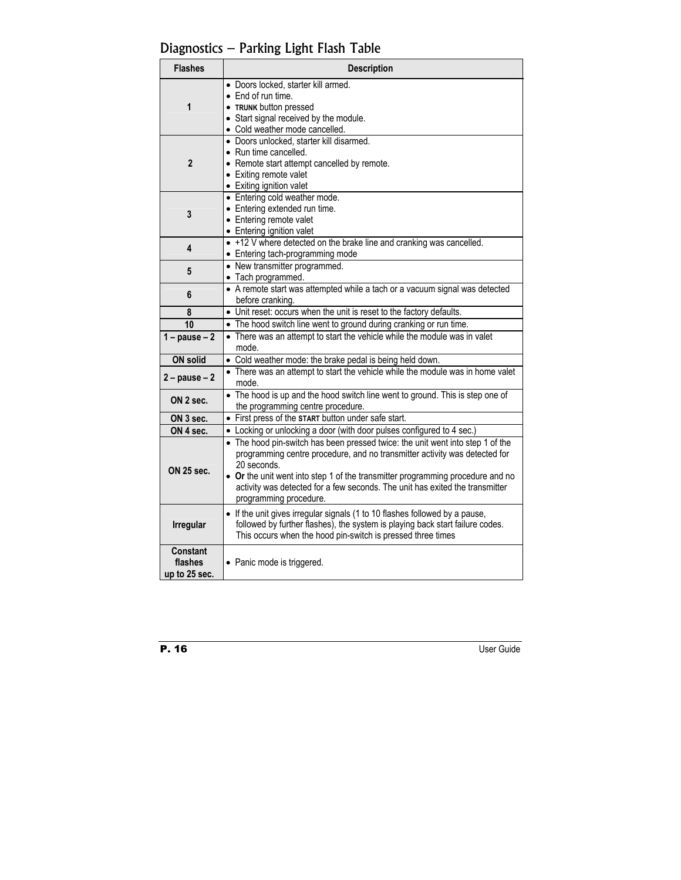## Diagnostics – Parking Light Flash Table

| Flashes | Description |
| --- | --- |
| 1 | • Doors locked, starter kill armed.<br>• End of run time.<br>• TRUNK button pressed<br>• Start signal received by the module.<br>• Cold weather mode cancelled. |
| 2 | • Doors unlocked, starter kill disarmed.<br>• Run time cancelled.<br>• Remote start attempt cancelled by remote.<br>• Exiting remote valet<br>• Exiting ignition valet |
| 3 | • Entering cold weather mode.<br>• Entering extended run time.<br>• Entering remote valet<br>• Entering ignition valet |
| 4 | • +12 V where detected on the brake line and cranking was cancelled.<br>• Entering tach-programming mode |
| 5 | • New transmitter programmed.<br>• Tach programmed. |
| 6 | • A remote start was attempted while a tach or a vacuum signal was detected before cranking. |
| 8 | • Unit reset: occurs when the unit is reset to the factory defaults. |
| 10 | • The hood switch line went to ground during cranking or run time. |
| 1 – pause – 2 | • There was an attempt to start the vehicle while the module was in valet mode. |
| ON solid | • Cold weather mode: the brake pedal is being held down. |
| 2 – pause – 2 | • There was an attempt to start the vehicle while the module was in home valet mode. |
| ON 2 sec. | • The hood is up and the hood switch line went to ground. This is step one of the programming centre procedure. |
| ON 3 sec. | • First press of the START button under safe start. |
| ON 4 sec. | • Locking or unlocking a door (with door pulses configured to 4 sec.) |
| ON 25 sec. | • The hood pin-switch has been pressed twice: the unit went into step 1 of the programming centre procedure, and no transmitter activity was detected for 20 seconds.<br>• **Or** the unit went into step 1 of the transmitter programming procedure and no activity was detected for a few seconds. The unit has exited the transmitter programming procedure. |
| Irregular | • If the unit gives irregular signals (1 to 10 flashes followed by a pause, followed by further flashes), the system is playing back start failure codes. This occurs when the hood pin-switch is pressed three times |
| Constant flashes up to 25 sec. | • Panic mode is triggered. |